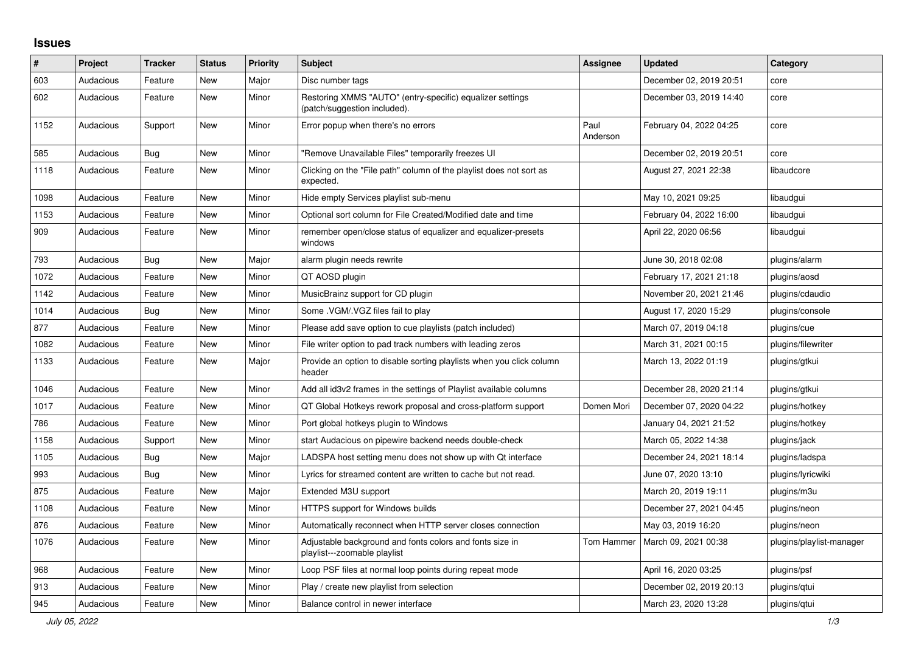# Issues

| # | Project | Tracker | Status | Priority | Subject | Assignee | Updated | Category |
|---|---|---|---|---|---|---|---|---|
| 603 | Audacious | Feature | New | Major | Disc number tags | | December 02, 2019 20:51 | core |
| 602 | Audacious | Feature | New | Minor | Restoring XMMS "AUTO" (entry-specific) equalizer settings (patch/suggestion included). | | December 03, 2019 14:40 | core |
| 1152 | Audacious | Support | New | Minor | Error popup when there's no errors | Paul Anderson | February 04, 2022 04:25 | core |
| 585 | Audacious | Bug | New | Minor | "Remove Unavailable Files" temporarily freezes UI | | December 02, 2019 20:51 | core |
| 1118 | Audacious | Feature | New | Minor | Clicking on the "File path" column of the playlist does not sort as expected. | | August 27, 2021 22:38 | libaudcore |
| 1098 | Audacious | Feature | New | Minor | Hide empty Services playlist sub-menu | | May 10, 2021 09:25 | libaudgui |
| 1153 | Audacious | Feature | New | Minor | Optional sort column for File Created/Modified date and time | | February 04, 2022 16:00 | libaudgui |
| 909 | Audacious | Feature | New | Minor | remember open/close status of equalizer and equalizer-presets windows | | April 22, 2020 06:56 | libaudgui |
| 793 | Audacious | Bug | New | Major | alarm plugin needs rewrite | | June 30, 2018 02:08 | plugins/alarm |
| 1072 | Audacious | Feature | New | Minor | QT AOSD plugin | | February 17, 2021 21:18 | plugins/aosd |
| 1142 | Audacious | Feature | New | Minor | MusicBrainz support for CD plugin | | November 20, 2021 21:46 | plugins/cdaudio |
| 1014 | Audacious | Bug | New | Minor | Some .VGM/.VGZ files fail to play | | August 17, 2020 15:29 | plugins/console |
| 877 | Audacious | Feature | New | Minor | Please add save option to cue playlists (patch included) | | March 07, 2019 04:18 | plugins/cue |
| 1082 | Audacious | Feature | New | Minor | File writer option to pad track numbers with leading zeros | | March 31, 2021 00:15 | plugins/filewriter |
| 1133 | Audacious | Feature | New | Major | Provide an option to disable sorting playlists when you click column header | | March 13, 2022 01:19 | plugins/gtkui |
| 1046 | Audacious | Feature | New | Minor | Add all id3v2 frames in the settings of Playlist available columns | | December 28, 2020 21:14 | plugins/gtkui |
| 1017 | Audacious | Feature | New | Minor | QT Global Hotkeys rework proposal and cross-platform support | Domen Mori | December 07, 2020 04:22 | plugins/hotkey |
| 786 | Audacious | Feature | New | Minor | Port global hotkeys plugin to Windows | | January 04, 2021 21:52 | plugins/hotkey |
| 1158 | Audacious | Support | New | Minor | start Audacious on pipewire backend needs double-check | | March 05, 2022 14:38 | plugins/jack |
| 1105 | Audacious | Bug | New | Major | LADSPA host setting menu does not show up with Qt interface | | December 24, 2021 18:14 | plugins/ladspa |
| 993 | Audacious | Bug | New | Minor | Lyrics for streamed content are written to cache but not read. | | June 07, 2020 13:10 | plugins/lyricwiki |
| 875 | Audacious | Feature | New | Major | Extended M3U support | | March 20, 2019 19:11 | plugins/m3u |
| 1108 | Audacious | Feature | New | Minor | HTTPS support for Windows builds | | December 27, 2021 04:45 | plugins/neon |
| 876 | Audacious | Feature | New | Minor | Automatically reconnect when HTTP server closes connection | | May 03, 2019 16:20 | plugins/neon |
| 1076 | Audacious | Feature | New | Minor | Adjustable background and fonts colors and fonts size in playlist---zoomable playlist | Tom Hammer | March 09, 2021 00:38 | plugins/playlist-manager |
| 968 | Audacious | Feature | New | Minor | Loop PSF files at normal loop points during repeat mode | | April 16, 2020 03:25 | plugins/psf |
| 913 | Audacious | Feature | New | Minor | Play / create new playlist from selection | | December 02, 2019 20:13 | plugins/qtui |
| 945 | Audacious | Feature | New | Minor | Balance control in newer interface | | March 23, 2020 13:28 | plugins/qtui |

*July 05, 2022*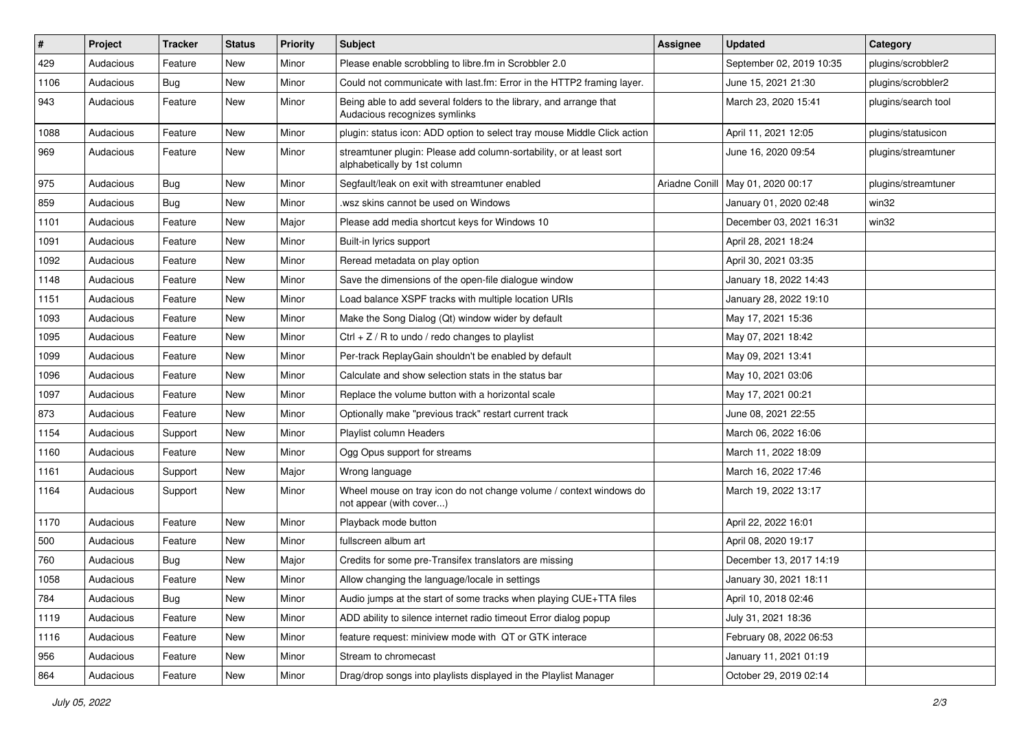| # | Project | Tracker | Status | Priority | Subject | Assignee | Updated | Category |
| --- | --- | --- | --- | --- | --- | --- | --- | --- |
| 429 | Audacious | Feature | New | Minor | Please enable scrobbling to libre.fm in Scrobbler 2.0 | | September 02, 2019 10:35 | plugins/scrobbler2 |
| 1106 | Audacious | Bug | New | Minor | Could not communicate with last.fm: Error in the HTTP2 framing layer. | | June 15, 2021 21:30 | plugins/scrobbler2 |
| 943 | Audacious | Feature | New | Minor | Being able to add several folders to the library, and arrange that Audacious recognizes symlinks | | March 23, 2020 15:41 | plugins/search tool |
| 1088 | Audacious | Feature | New | Minor | plugin: status icon: ADD option to select tray mouse Middle Click action | | April 11, 2021 12:05 | plugins/statusicon |
| 969 | Audacious | Feature | New | Minor | streamtuner plugin: Please add column-sortability, or at least sort alphabetically by 1st column | | June 16, 2020 09:54 | plugins/streamtuner |
| 975 | Audacious | Bug | New | Minor | Segfault/leak on exit with streamtuner enabled | Ariadne Conill | May 01, 2020 00:17 | plugins/streamtuner |
| 859 | Audacious | Bug | New | Minor | .wsz skins cannot be used on Windows | | January 01, 2020 02:48 | win32 |
| 1101 | Audacious | Feature | New | Major | Please add media shortcut keys for Windows 10 | | December 03, 2021 16:31 | win32 |
| 1091 | Audacious | Feature | New | Minor | Built-in lyrics support | | April 28, 2021 18:24 | |
| 1092 | Audacious | Feature | New | Minor | Reread metadata on play option | | April 30, 2021 03:35 | |
| 1148 | Audacious | Feature | New | Minor | Save the dimensions of the open-file dialogue window | | January 18, 2022 14:43 | |
| 1151 | Audacious | Feature | New | Minor | Load balance XSPF tracks with multiple location URIs | | January 28, 2022 19:10 | |
| 1093 | Audacious | Feature | New | Minor | Make the Song Dialog (Qt) window wider by default | | May 17, 2021 15:36 | |
| 1095 | Audacious | Feature | New | Minor | Ctrl + Z / R to undo / redo changes to playlist | | May 07, 2021 18:42 | |
| 1099 | Audacious | Feature | New | Minor | Per-track ReplayGain shouldn't be enabled by default | | May 09, 2021 13:41 | |
| 1096 | Audacious | Feature | New | Minor | Calculate and show selection stats in the status bar | | May 10, 2021 03:06 | |
| 1097 | Audacious | Feature | New | Minor | Replace the volume button with a horizontal scale | | May 17, 2021 00:21 | |
| 873 | Audacious | Feature | New | Minor | Optionally make "previous track" restart current track | | June 08, 2021 22:55 | |
| 1154 | Audacious | Support | New | Minor | Playlist column Headers | | March 06, 2022 16:06 | |
| 1160 | Audacious | Feature | New | Minor | Ogg Opus support for streams | | March 11, 2022 18:09 | |
| 1161 | Audacious | Support | New | Major | Wrong language | | March 16, 2022 17:46 | |
| 1164 | Audacious | Support | New | Minor | Wheel mouse on tray icon do not change volume / context windows do not appear (with cover...) | | March 19, 2022 13:17 | |
| 1170 | Audacious | Feature | New | Minor | Playback mode button | | April 22, 2022 16:01 | |
| 500 | Audacious | Feature | New | Minor | fullscreen album art | | April 08, 2020 19:17 | |
| 760 | Audacious | Bug | New | Major | Credits for some pre-Transifex translators are missing | | December 13, 2017 14:19 | |
| 1058 | Audacious | Feature | New | Minor | Allow changing the language/locale in settings | | January 30, 2021 18:11 | |
| 784 | Audacious | Bug | New | Minor | Audio jumps at the start of some tracks when playing CUE+TTA files | | April 10, 2018 02:46 | |
| 1119 | Audacious | Feature | New | Minor | ADD ability to silence internet radio timeout Error dialog popup | | July 31, 2021 18:36 | |
| 1116 | Audacious | Feature | New | Minor | feature request: miniview mode with QT or GTK interace | | February 08, 2022 06:53 | |
| 956 | Audacious | Feature | New | Minor | Stream to chromecast | | January 11, 2021 01:19 | |
| 864 | Audacious | Feature | New | Minor | Drag/drop songs into playlists displayed in the Playlist Manager | | October 29, 2019 02:14 | |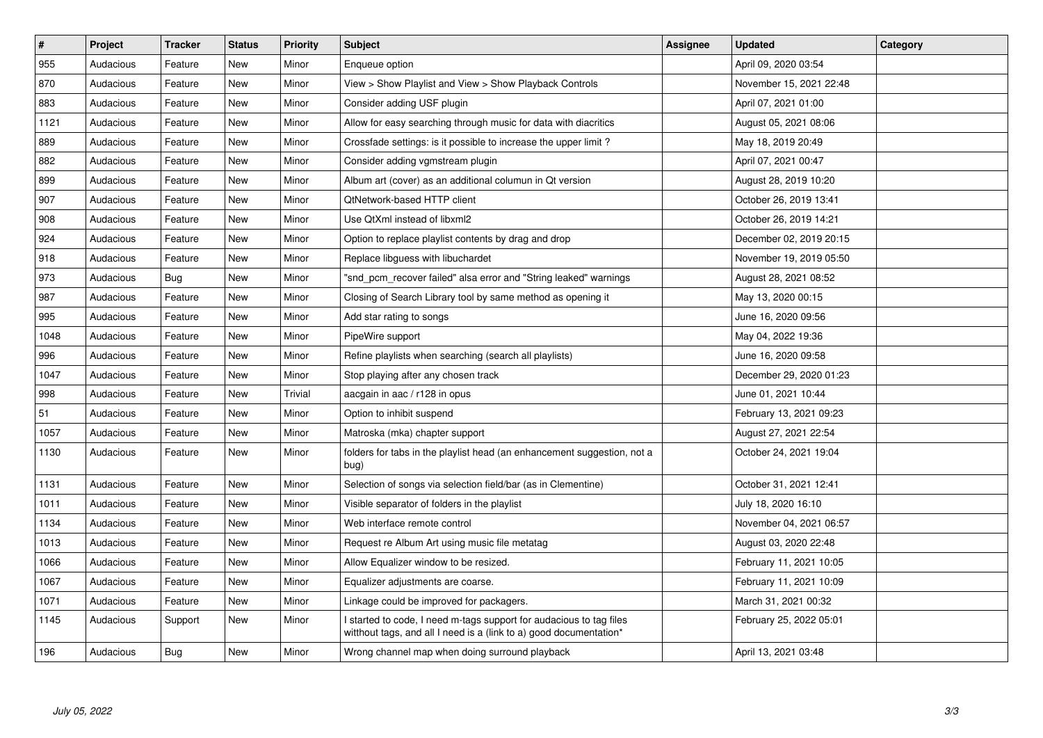| # | Project | Tracker | Status | Priority | Subject | Assignee | Updated | Category |
|---|---|---|---|---|---|---|---|---|
| 955 | Audacious | Feature | New | Minor | Enqueue option | | April 09, 2020 03:54 | |
| 870 | Audacious | Feature | New | Minor | View > Show Playlist and View > Show Playback Controls | | November 15, 2021 22:48 | |
| 883 | Audacious | Feature | New | Minor | Consider adding USF plugin | | April 07, 2021 01:00 | |
| 1121 | Audacious | Feature | New | Minor | Allow for easy searching through music for data with diacritics | | August 05, 2021 08:06 | |
| 889 | Audacious | Feature | New | Minor | Crossfade settings: is it possible to increase the upper limit ? | | May 18, 2019 20:49 | |
| 882 | Audacious | Feature | New | Minor | Consider adding vgmstream plugin | | April 07, 2021 00:47 | |
| 899 | Audacious | Feature | New | Minor | Album art (cover) as an additional columun in Qt version | | August 28, 2019 10:20 | |
| 907 | Audacious | Feature | New | Minor | QtNetwork-based HTTP client | | October 26, 2019 13:41 | |
| 908 | Audacious | Feature | New | Minor | Use QtXml instead of libxml2 | | October 26, 2019 14:21 | |
| 924 | Audacious | Feature | New | Minor | Option to replace playlist contents by drag and drop | | December 02, 2019 20:15 | |
| 918 | Audacious | Feature | New | Minor | Replace libguess with libuchardet | | November 19, 2019 05:50 | |
| 973 | Audacious | Bug | New | Minor | "snd_pcm_recover failed" alsa error and "String leaked" warnings | | August 28, 2021 08:52 | |
| 987 | Audacious | Feature | New | Minor | Closing of Search Library tool by same method as opening it | | May 13, 2020 00:15 | |
| 995 | Audacious | Feature | New | Minor | Add star rating to songs | | June 16, 2020 09:56 | |
| 1048 | Audacious | Feature | New | Minor | PipeWire support | | May 04, 2022 19:36 | |
| 996 | Audacious | Feature | New | Minor | Refine playlists when searching (search all playlists) | | June 16, 2020 09:58 | |
| 1047 | Audacious | Feature | New | Minor | Stop playing after any chosen track | | December 29, 2020 01:23 | |
| 998 | Audacious | Feature | New | Trivial | aacgain in aac / r128 in opus | | June 01, 2021 10:44 | |
| 51 | Audacious | Feature | New | Minor | Option to inhibit suspend | | February 13, 2021 09:23 | |
| 1057 | Audacious | Feature | New | Minor | Matroska (mka) chapter support | | August 27, 2021 22:54 | |
| 1130 | Audacious | Feature | New | Minor | folders for tabs in the playlist head (an enhancement suggestion, not a bug) | | October 24, 2021 19:04 | |
| 1131 | Audacious | Feature | New | Minor | Selection of songs via selection field/bar (as in Clementine) | | October 31, 2021 12:41 | |
| 1011 | Audacious | Feature | New | Minor | Visible separator of folders in the playlist | | July 18, 2020 16:10 | |
| 1134 | Audacious | Feature | New | Minor | Web interface remote control | | November 04, 2021 06:57 | |
| 1013 | Audacious | Feature | New | Minor | Request re Album Art using music file metatag | | August 03, 2020 22:48 | |
| 1066 | Audacious | Feature | New | Minor | Allow Equalizer window to be resized. | | February 11, 2021 10:05 | |
| 1067 | Audacious | Feature | New | Minor | Equalizer adjustments are coarse. | | February 11, 2021 10:09 | |
| 1071 | Audacious | Feature | New | Minor | Linkage could be improved for packagers. | | March 31, 2021 00:32 | |
| 1145 | Audacious | Support | New | Minor | I started to code, I need m-tags support for audacious to tag files witthout tags, and all I need is a (link to a) good documentation* | | February 25, 2022 05:01 | |
| 196 | Audacious | Bug | New | Minor | Wrong channel map when doing surround playback | | April 13, 2021 03:48 | |

*July 05, 2022*